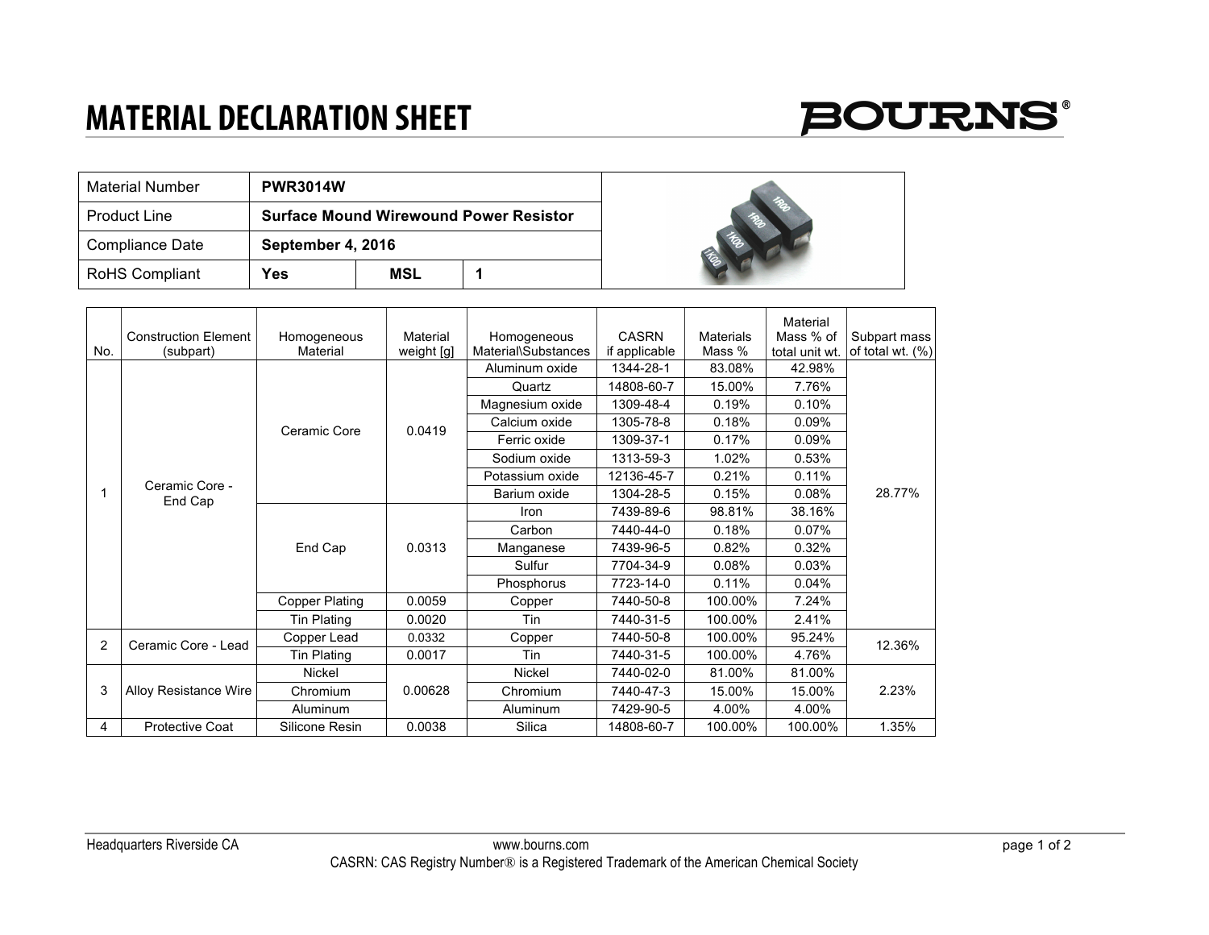# MATERIAL DECLARATION SHEET

BOURNS®

| Material Number | PWR3014W | | |
|---|---|---|---|
| Product Line | Surface Mound Wirewound Power Resistor | | |
| Compliance Date | September 4, 2016 | | |
| RoHS Compliant | Yes | MSL | 1 |

| No. | Construction Element (subpart) | Homogeneous Material | Material weight [g] | Homogeneous Material\Substances | CASRN if applicable | Materials Mass % | Material Mass % of total unit wt. | Subpart mass of total wt. (%) |
|---|---|---|---|---|---|---|---|---|
| 1 | Ceramic Core - End Cap | Ceramic Core | 0.0419 | Aluminum oxide | 1344-28-1 | 83.08% | 42.98% | 28.77% |
| | | | | Quartz | 14808-60-7 | 15.00% | 7.76% | |
| | | | | Magnesium oxide | 1309-48-4 | 0.19% | 0.10% | |
| | | | | Calcium oxide | 1305-78-8 | 0.18% | 0.09% | |
| | | | | Ferric oxide | 1309-37-1 | 0.17% | 0.09% | |
| | | | | Sodium oxide | 1313-59-3 | 1.02% | 0.53% | |
| | | | | Potassium oxide | 12136-45-7 | 0.21% | 0.11% | |
| | | | | Barium oxide | 1304-28-5 | 0.15% | 0.08% | |
| | | End Cap | 0.0313 | Iron | 7439-89-6 | 98.81% | 38.16% | |
| | | | | Carbon | 7440-44-0 | 0.18% | 0.07% | |
| | | | | Manganese | 7439-96-5 | 0.82% | 0.32% | |
| | | | | Sulfur | 7704-34-9 | 0.08% | 0.03% | |
| | | | | Phosphorus | 7723-14-0 | 0.11% | 0.04% | |
| | | Copper Plating | 0.0059 | Copper | 7440-50-8 | 100.00% | 7.24% | |
| | | Tin Plating | 0.0020 | Tin | 7440-31-5 | 100.00% | 2.41% | |
| 2 | Ceramic Core - Lead | Copper Lead | 0.0332 | Copper | 7440-50-8 | 100.00% | 95.24% | 12.36% |
| | | Tin Plating | 0.0017 | Tin | 7440-31-5 | 100.00% | 4.76% | |
| 3 | Alloy Resistance Wire | Nickel | 0.00628 | Nickel | 7440-02-0 | 81.00% | 81.00% | 2.23% |
| | | Chromium | | Chromium | 7440-47-3 | 15.00% | 15.00% | |
| | | Aluminum | | Aluminum | 7429-90-5 | 4.00% | 4.00% | |
| 4 | Protective Coat | Silicone Resin | 0.0038 | Silica | 14808-60-7 | 100.00% | 100.00% | 1.35% |

Headquarters Riverside CA www.bourns.com

CASRN: CAS Registry Number® is a Registered Trademark of the American Chemical Society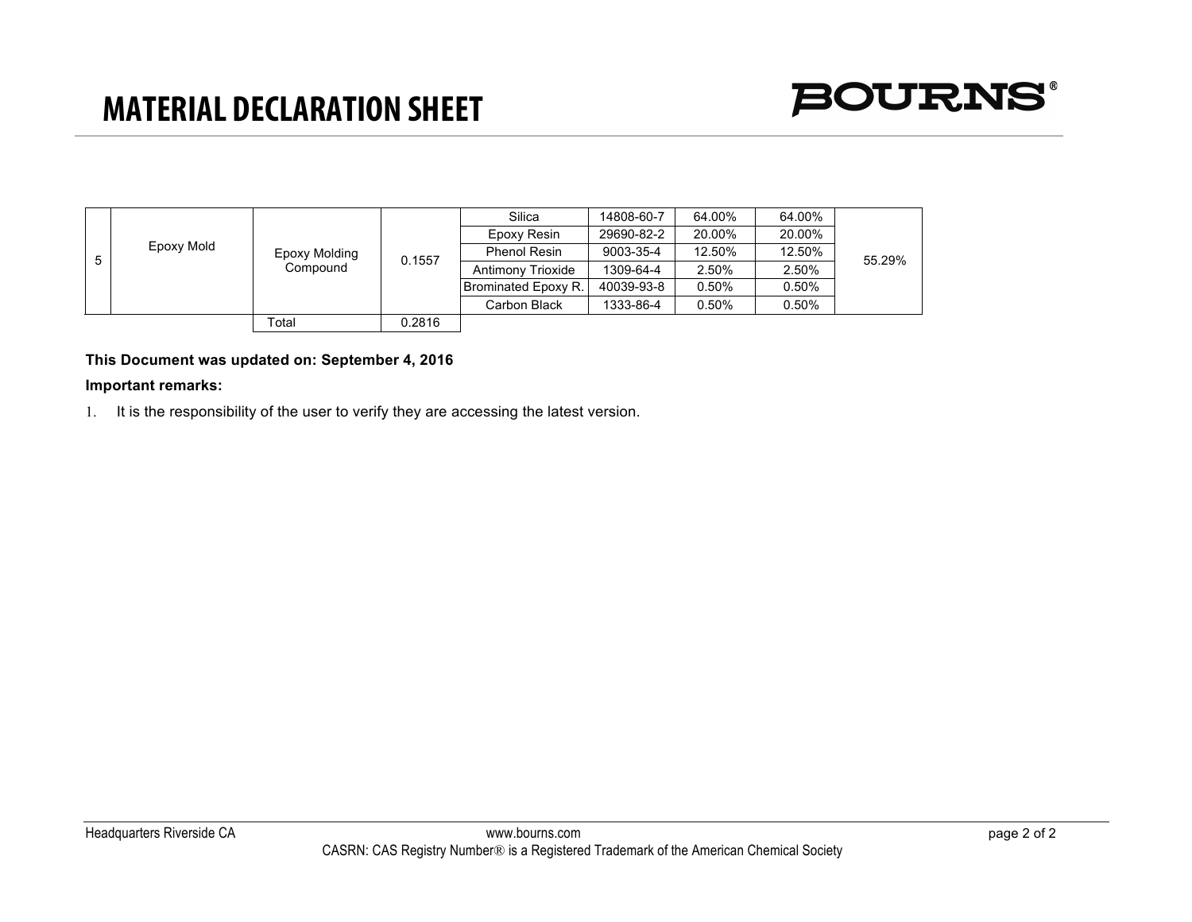# MATERIAL DECLARATION SHEET

| | | | | | | | | |
|---|---|---|---|---|---|---|---|---|
| 5 | Epoxy Mold | Epoxy Molding Compound | 0.1557 | Silica | 14808-60-7 | 64.00% | 64.00% | 55.29% |
| | | | | Epoxy Resin | 29690-82-2 | 20.00% | 20.00% | |
| | | | | Phenol Resin | 9003-35-4 | 12.50% | 12.50% | |
| | | | | Antimony Trioxide | 1309-64-4 | 2.50% | 2.50% | |
| | | | | Brominated Epoxy R. | 40039-93-8 | 0.50% | 0.50% | |
| | | | | Carbon Black | 1333-86-4 | 0.50% | 0.50% | |
| | | Total | 0.2816 | | | | | |

**This Document was updated on: September 4, 2016**

**Important remarks:**

1. It is the responsibility of the user to verify they are accessing the latest version.

Headquarters Riverside CA www.bourns.com

CASRN: CAS Registry Number® is a Registered Trademark of the American Chemical Society